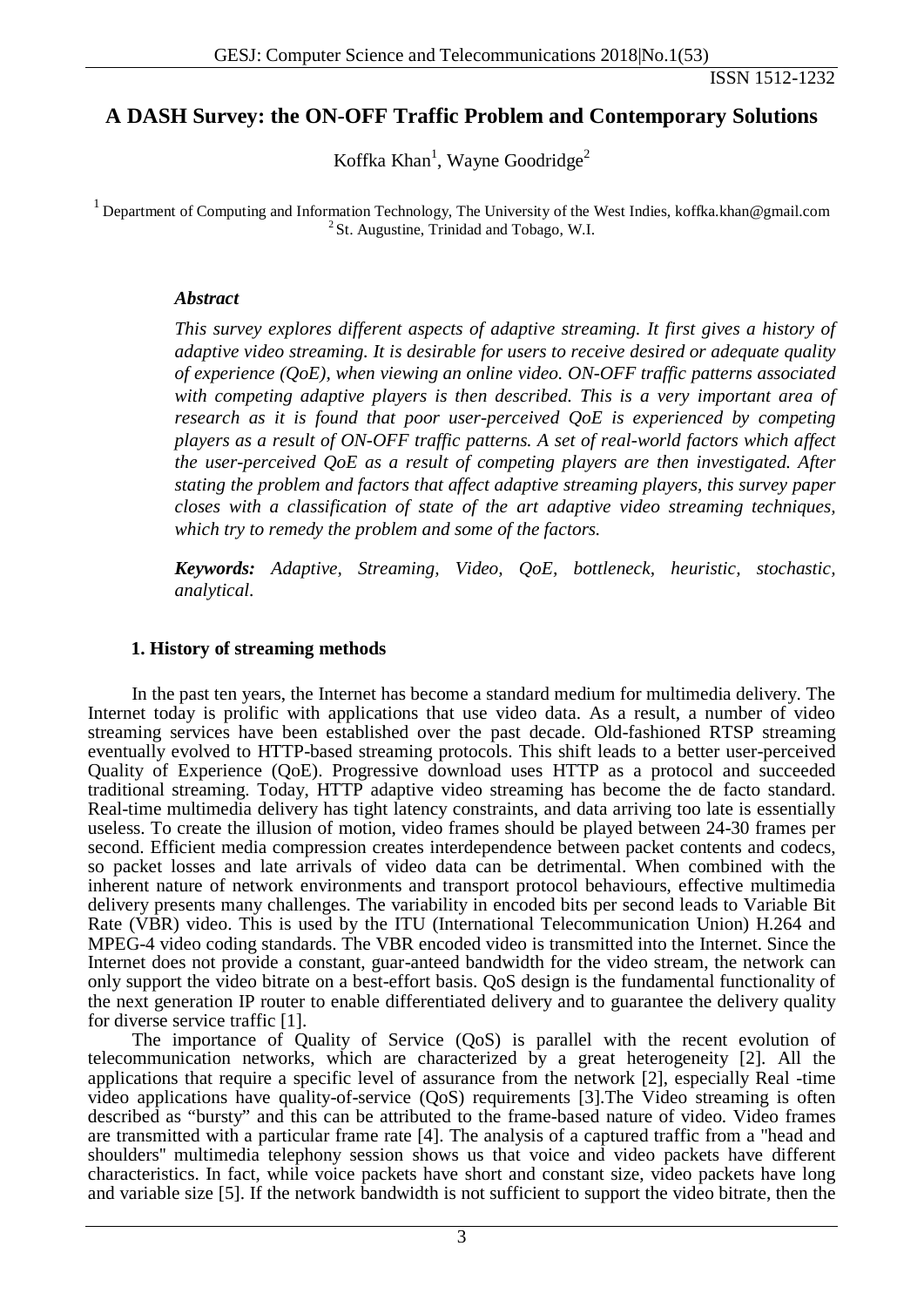# A DASH Survey: the ON-OFF Traffic Problem and Contemporary Solutions

Koffka Khan[1], Wayne Goodridge[2]

[1] Department of Computing and Information Technology, The University of the West Indies, koffka.khan@gmail.com
[2] St. Augustine, Trinidad and Tobago, W.I.

### *Abstract*

*This survey explores different aspects of adaptive streaming. It first gives a history of adaptive video streaming. It is desirable for users to receive desired or adequate quality of experience (QoE), when viewing an online video. ON-OFF traffic patterns associated with competing adaptive players is then described. This is a very important area of research as it is found that poor user-perceived QoE is experienced by competing players as a result of ON-OFF traffic patterns. A set of real-world factors which affect the user-perceived QoE as a result of competing players are then investigated. After stating the problem and factors that affect adaptive streaming players, this survey paper closes with a classification of state of the art adaptive video streaming techniques, which try to remedy the problem and some of the factors.*

***Keywords:*** *Adaptive, Streaming, Video, QoE, bottleneck, heuristic, stochastic, analytical.*

## 1. History of streaming methods

In the past ten years, the Internet has become a standard medium for multimedia delivery. The Internet today is prolific with applications that use video data. As a result, a number of video streaming services have been established over the past decade. Old-fashioned RTSP streaming eventually evolved to HTTP-based streaming protocols. This shift leads to a better user-perceived Quality of Experience (QoE). Progressive download uses HTTP as a protocol and succeeded traditional streaming. Today, HTTP adaptive video streaming has become the de facto standard. Real-time multimedia delivery has tight latency constraints, and data arriving too late is essentially useless. To create the illusion of motion, video frames should be played between 24-30 frames per second. Efficient media compression creates interdependence between packet contents and codecs, so packet losses and late arrivals of video data can be detrimental. When combined with the inherent nature of network environments and transport protocol behaviours, effective multimedia delivery presents many challenges. The variability in encoded bits per second leads to Variable Bit Rate (VBR) video. This is used by the ITU (International Telecommunication Union) H.264 and MPEG-4 video coding standards. The VBR encoded video is transmitted into the Internet. Since the Internet does not provide a constant, guar-anteed bandwidth for the video stream, the network can only support the video bitrate on a best-effort basis. QoS design is the fundamental functionality of the next generation IP router to enable differentiated delivery and to guarantee the delivery quality for diverse service traffic [1].

The importance of Quality of Service (QoS) is parallel with the recent evolution of telecommunication networks, which are characterized by a great heterogeneity [2]. All the applications that require a specific level of assurance from the network [2], especially Real -time video applications have quality-of-service (QoS) requirements [3].The Video streaming is often described as "bursty" and this can be attributed to the frame-based nature of video. Video frames are transmitted with a particular frame rate [4]. The analysis of a captured traffic from a "head and shoulders" multimedia telephony session shows us that voice and video packets have different characteristics. In fact, while voice packets have short and constant size, video packets have long and variable size [5]. If the network bandwidth is not sufficient to support the video bitrate, then the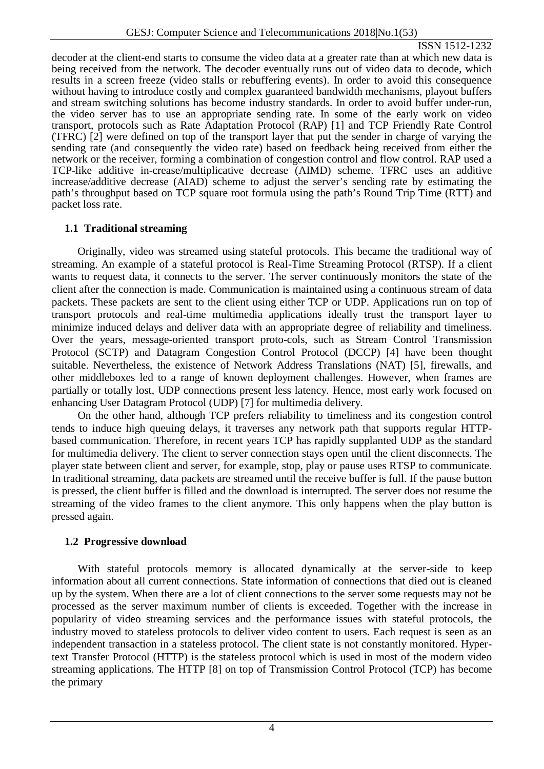decoder at the client-end starts to consume the video data at a greater rate than at which new data is being received from the network. The decoder eventually runs out of video data to decode, which results in a screen freeze (video stalls or rebuffering events). In order to avoid this consequence without having to introduce costly and complex guaranteed bandwidth mechanisms, playout buffers and stream switching solutions has become industry standards. In order to avoid buffer under-run, the video server has to use an appropriate sending rate. In some of the early work on video transport, protocols such as Rate Adaptation Protocol (RAP) [1] and TCP Friendly Rate Control (TFRC) [2] were defined on top of the transport layer that put the sender in charge of varying the sending rate (and consequently the video rate) based on feedback being received from either the network or the receiver, forming a combination of congestion control and flow control. RAP used a TCP-like additive in-crease/multiplicative decrease (AIMD) scheme. TFRC uses an additive increase/additive decrease (AIAD) scheme to adjust the server's sending rate by estimating the path's throughput based on TCP square root formula using the path's Round Trip Time (RTT) and packet loss rate.

## 1.1 Traditional streaming

Originally, video was streamed using stateful protocols. This became the traditional way of streaming. An example of a stateful protocol is Real-Time Streaming Protocol (RTSP). If a client wants to request data, it connects to the server. The server continuously monitors the state of the client after the connection is made. Communication is maintained using a continuous stream of data packets. These packets are sent to the client using either TCP or UDP. Applications run on top of transport protocols and real-time multimedia applications ideally trust the transport layer to minimize induced delays and deliver data with an appropriate degree of reliability and timeliness. Over the years, message-oriented transport proto-cols, such as Stream Control Transmission Protocol (SCTP) and Datagram Congestion Control Protocol (DCCP) [4] have been thought suitable. Nevertheless, the existence of Network Address Translations (NAT) [5], firewalls, and other middleboxes led to a range of known deployment challenges. However, when frames are partially or totally lost, UDP connections present less latency. Hence, most early work focused on enhancing User Datagram Protocol (UDP) [7] for multimedia delivery.

On the other hand, although TCP prefers reliability to timeliness and its congestion control tends to induce high queuing delays, it traverses any network path that supports regular HTTP-based communication. Therefore, in recent years TCP has rapidly supplanted UDP as the standard for multimedia delivery. The client to server connection stays open until the client disconnects. The player state between client and server, for example, stop, play or pause uses RTSP to communicate. In traditional streaming, data packets are streamed until the receive buffer is full. If the pause button is pressed, the client buffer is filled and the download is interrupted. The server does not resume the streaming of the video frames to the client anymore. This only happens when the play button is pressed again.

## 1.2 Progressive download

With stateful protocols memory is allocated dynamically at the server-side to keep information about all current connections. State information of connections that died out is cleaned up by the system. When there are a lot of client connections to the server some requests may not be processed as the server maximum number of clients is exceeded. Together with the increase in popularity of video streaming services and the performance issues with stateful protocols, the industry moved to stateless protocols to deliver video content to users. Each request is seen as an independent transaction in a stateless protocol. The client state is not constantly monitored. Hyper-text Transfer Protocol (HTTP) is the stateless protocol which is used in most of the modern video streaming applications. The HTTP [8] on top of Transmission Control Protocol (TCP) has become the primary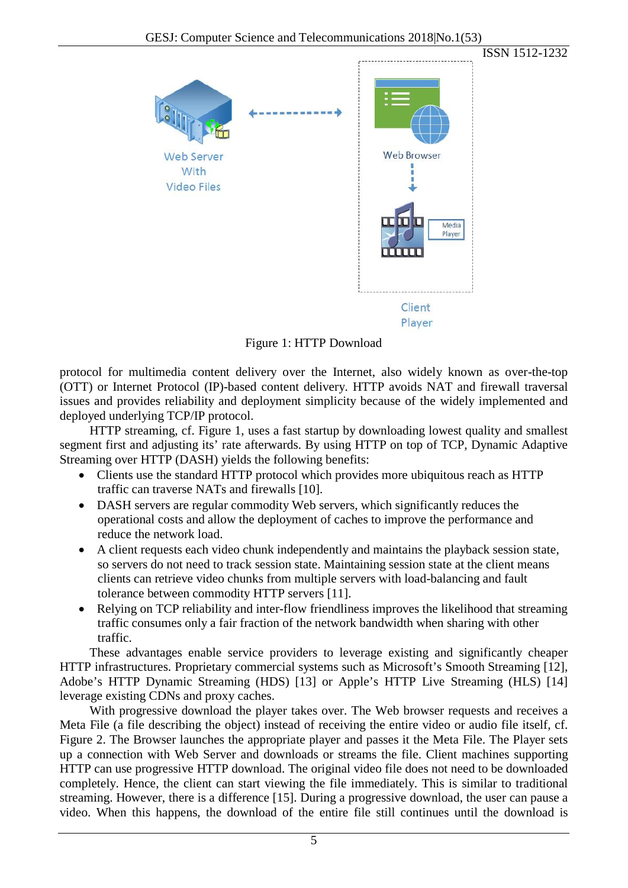Figure 1: HTTP Download

protocol for multimedia content delivery over the Internet, also widely known as over-the-top (OTT) or Internet Protocol (IP)-based content delivery. HTTP avoids NAT and firewall traversal issues and provides reliability and deployment simplicity because of the widely implemented and deployed underlying TCP/IP protocol.

HTTP streaming, cf. Figure 1, uses a fast startup by downloading lowest quality and smallest segment first and adjusting its' rate afterwards. By using HTTP on top of TCP, Dynamic Adaptive Streaming over HTTP (DASH) yields the following benefits:

- Clients use the standard HTTP protocol which provides more ubiquitous reach as HTTP traffic can traverse NATs and firewalls [10].
- DASH servers are regular commodity Web servers, which significantly reduces the operational costs and allow the deployment of caches to improve the performance and reduce the network load.
- A client requests each video chunk independently and maintains the playback session state, so servers do not need to track session state. Maintaining session state at the client means clients can retrieve video chunks from multiple servers with load-balancing and fault tolerance between commodity HTTP servers [11].
- Relying on TCP reliability and inter-flow friendliness improves the likelihood that streaming traffic consumes only a fair fraction of the network bandwidth when sharing with other traffic.

These advantages enable service providers to leverage existing and significantly cheaper HTTP infrastructures. Proprietary commercial systems such as Microsoft's Smooth Streaming [12], Adobe's HTTP Dynamic Streaming (HDS) [13] or Apple's HTTP Live Streaming (HLS) [14] leverage existing CDNs and proxy caches.

With progressive download the player takes over. The Web browser requests and receives a Meta File (a file describing the object) instead of receiving the entire video or audio file itself, cf. Figure 2. The Browser launches the appropriate player and passes it the Meta File. The Player sets up a connection with Web Server and downloads or streams the file. Client machines supporting HTTP can use progressive HTTP download. The original video file does not need to be downloaded completely. Hence, the client can start viewing the file immediately. This is similar to traditional streaming. However, there is a difference [15]. During a progressive download, the user can pause a video. When this happens, the download of the entire file still continues until the download is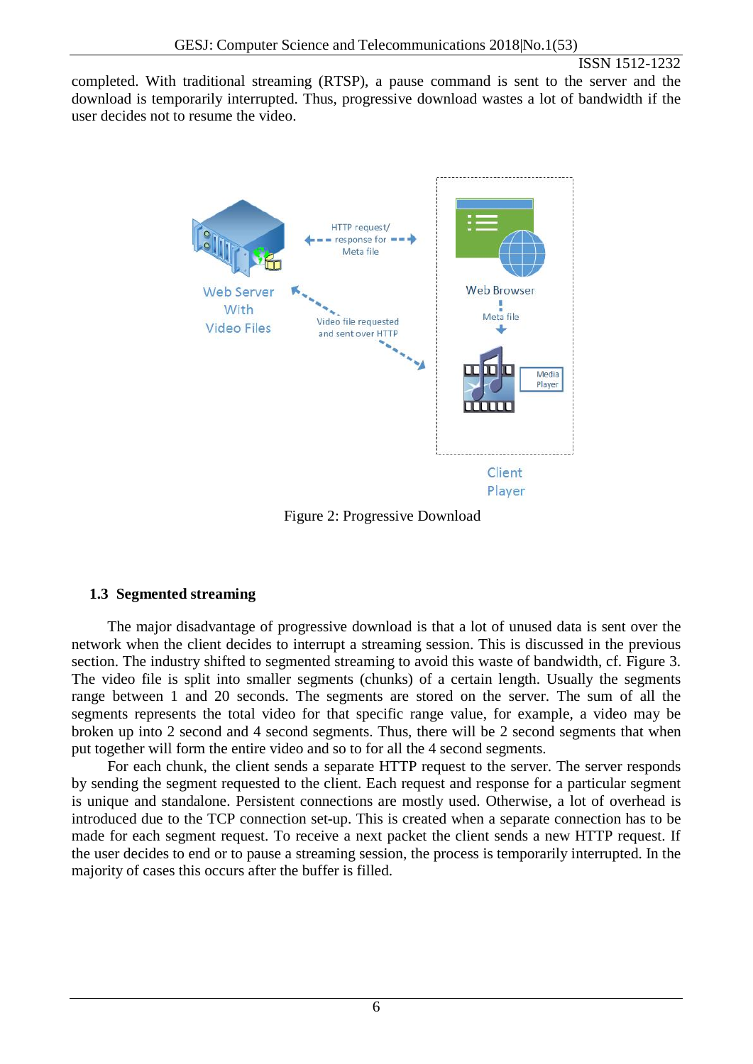completed. With traditional streaming (RTSP), a pause command is sent to the server and the download is temporarily interrupted. Thus, progressive download wastes a lot of bandwidth if the user decides not to resume the video.

Figure 2: Progressive Download

### 1.3 Segmented streaming

The major disadvantage of progressive download is that a lot of unused data is sent over the network when the client decides to interrupt a streaming session. This is discussed in the previous section. The industry shifted to segmented streaming to avoid this waste of bandwidth, cf. Figure 3. The video file is split into smaller segments (chunks) of a certain length. Usually the segments range between 1 and 20 seconds. The segments are stored on the server. The sum of all the segments represents the total video for that specific range value, for example, a video may be broken up into 2 second and 4 second segments. Thus, there will be 2 second segments that when put together will form the entire video and so to for all the 4 second segments.

For each chunk, the client sends a separate HTTP request to the server. The server responds by sending the segment requested to the client. Each request and response for a particular segment is unique and standalone. Persistent connections are mostly used. Otherwise, a lot of overhead is introduced due to the TCP connection set-up. This is created when a separate connection has to be made for each segment request. To receive a next packet the client sends a new HTTP request. If the user decides to end or to pause a streaming session, the process is temporarily interrupted. In the majority of cases this occurs after the buffer is filled.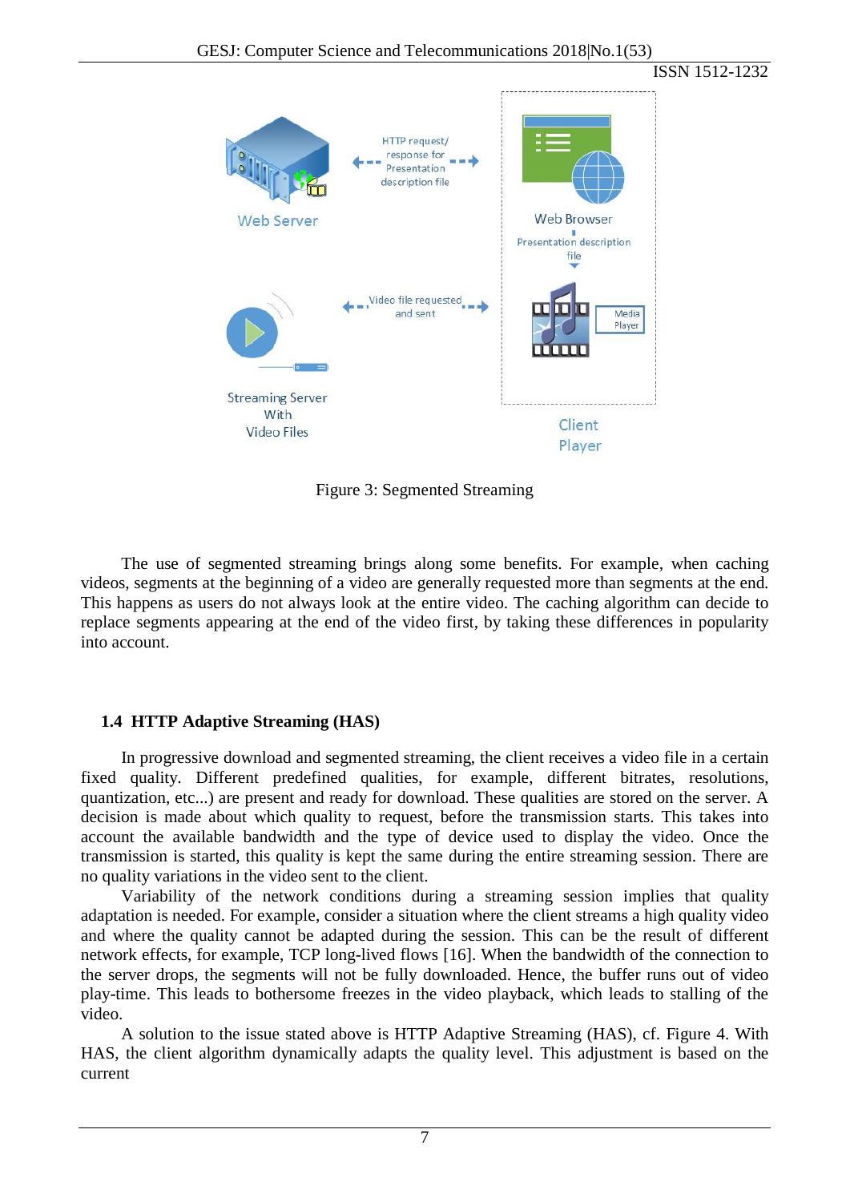Figure 3: Segmented Streaming

The use of segmented streaming brings along some benefits. For example, when caching videos, segments at the beginning of a video are generally requested more than segments at the end. This happens as users do not always look at the entire video. The caching algorithm can decide to replace segments appearing at the end of the video first, by taking these differences in popularity into account.

### 1.4 HTTP Adaptive Streaming (HAS)

In progressive download and segmented streaming, the client receives a video file in a certain fixed quality. Different predefined qualities, for example, different bitrates, resolutions, quantization, etc...) are present and ready for download. These qualities are stored on the server. A decision is made about which quality to request, before the transmission starts. This takes into account the available bandwidth and the type of device used to display the video. Once the transmission is started, this quality is kept the same during the entire streaming session. There are no quality variations in the video sent to the client.

Variability of the network conditions during a streaming session implies that quality adaptation is needed. For example, consider a situation where the client streams a high quality video and where the quality cannot be adapted during the session. This can be the result of different network effects, for example, TCP long-lived flows [16]. When the bandwidth of the connection to the server drops, the segments will not be fully downloaded. Hence, the buffer runs out of video play-time. This leads to bothersome freezes in the video playback, which leads to stalling of the video.

A solution to the issue stated above is HTTP Adaptive Streaming (HAS), cf. Figure 4. With HAS, the client algorithm dynamically adapts the quality level. This adjustment is based on the current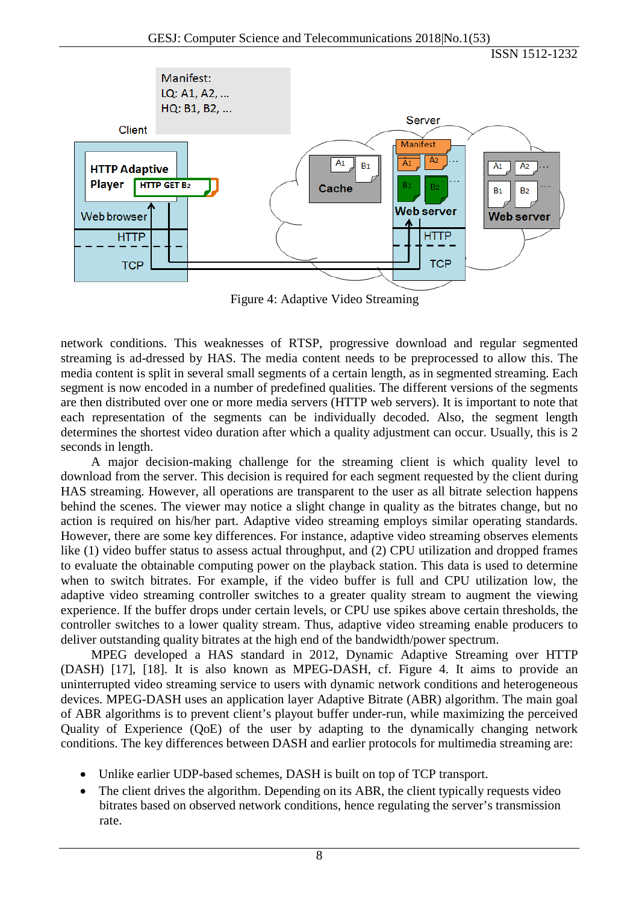Figure 4: Adaptive Video Streaming

network conditions. This weaknesses of RTSP, progressive download and regular segmented streaming is ad-dressed by HAS. The media content needs to be preprocessed to allow this. The media content is split in several small segments of a certain length, as in segmented streaming. Each segment is now encoded in a number of predefined qualities. The different versions of the segments are then distributed over one or more media servers (HTTP web servers). It is important to note that each representation of the segments can be individually decoded. Also, the segment length determines the shortest video duration after which a quality adjustment can occur. Usually, this is 2 seconds in length.

A major decision-making challenge for the streaming client is which quality level to download from the server. This decision is required for each segment requested by the client during HAS streaming. However, all operations are transparent to the user as all bitrate selection happens behind the scenes. The viewer may notice a slight change in quality as the bitrates change, but no action is required on his/her part. Adaptive video streaming employs similar operating standards. However, there are some key differences. For instance, adaptive video streaming observes elements like (1) video buffer status to assess actual throughput, and (2) CPU utilization and dropped frames to evaluate the obtainable computing power on the playback station. This data is used to determine when to switch bitrates. For example, if the video buffer is full and CPU utilization low, the adaptive video streaming controller switches to a greater quality stream to augment the viewing experience. If the buffer drops under certain levels, or CPU use spikes above certain thresholds, the controller switches to a lower quality stream. Thus, adaptive video streaming enable producers to deliver outstanding quality bitrates at the high end of the bandwidth/power spectrum.

MPEG developed a HAS standard in 2012, Dynamic Adaptive Streaming over HTTP (DASH) [17], [18]. It is also known as MPEG-DASH, cf. Figure 4. It aims to provide an uninterrupted video streaming service to users with dynamic network conditions and heterogeneous devices. MPEG-DASH uses an application layer Adaptive Bitrate (ABR) algorithm. The main goal of ABR algorithms is to prevent client's playout buffer under-run, while maximizing the perceived Quality of Experience (QoE) of the user by adapting to the dynamically changing network conditions. The key differences between DASH and earlier protocols for multimedia streaming are:

- Unlike earlier UDP-based schemes, DASH is built on top of TCP transport.
- The client drives the algorithm. Depending on its ABR, the client typically requests video bitrates based on observed network conditions, hence regulating the server's transmission rate.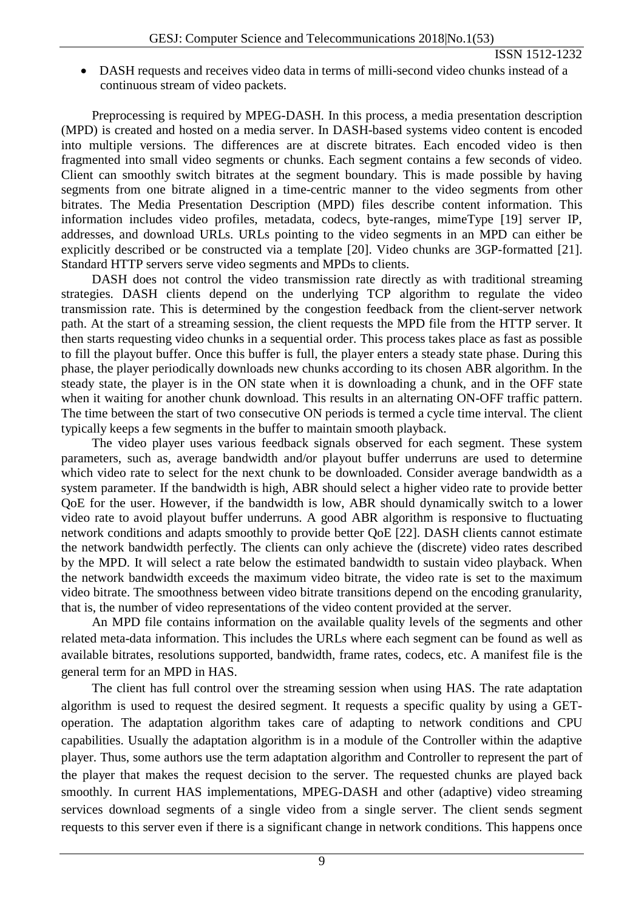- DASH requests and receives video data in terms of milli-second video chunks instead of a continuous stream of video packets.

Preprocessing is required by MPEG-DASH. In this process, a media presentation description (MPD) is created and hosted on a media server. In DASH-based systems video content is encoded into multiple versions. The differences are at discrete bitrates. Each encoded video is then fragmented into small video segments or chunks. Each segment contains a few seconds of video. Client can smoothly switch bitrates at the segment boundary. This is made possible by having segments from one bitrate aligned in a time-centric manner to the video segments from other bitrates. The Media Presentation Description (MPD) files describe content information. This information includes video profiles, metadata, codecs, byte-ranges, mimeType [19] server IP, addresses, and download URLs. URLs pointing to the video segments in an MPD can either be explicitly described or be constructed via a template [20]. Video chunks are 3GP-formatted [21]. Standard HTTP servers serve video segments and MPDs to clients.

DASH does not control the video transmission rate directly as with traditional streaming strategies. DASH clients depend on the underlying TCP algorithm to regulate the video transmission rate. This is determined by the congestion feedback from the client-server network path. At the start of a streaming session, the client requests the MPD file from the HTTP server. It then starts requesting video chunks in a sequential order. This process takes place as fast as possible to fill the playout buffer. Once this buffer is full, the player enters a steady state phase. During this phase, the player periodically downloads new chunks according to its chosen ABR algorithm. In the steady state, the player is in the ON state when it is downloading a chunk, and in the OFF state when it waiting for another chunk download. This results in an alternating ON-OFF traffic pattern. The time between the start of two consecutive ON periods is termed a cycle time interval. The client typically keeps a few segments in the buffer to maintain smooth playback.

The video player uses various feedback signals observed for each segment. These system parameters, such as, average bandwidth and/or playout buffer underruns are used to determine which video rate to select for the next chunk to be downloaded. Consider average bandwidth as a system parameter. If the bandwidth is high, ABR should select a higher video rate to provide better QoE for the user. However, if the bandwidth is low, ABR should dynamically switch to a lower video rate to avoid playout buffer underruns. A good ABR algorithm is responsive to fluctuating network conditions and adapts smoothly to provide better QoE [22]. DASH clients cannot estimate the network bandwidth perfectly. The clients can only achieve the (discrete) video rates described by the MPD. It will select a rate below the estimated bandwidth to sustain video playback. When the network bandwidth exceeds the maximum video bitrate, the video rate is set to the maximum video bitrate. The smoothness between video bitrate transitions depend on the encoding granularity, that is, the number of video representations of the video content provided at the server.

An MPD file contains information on the available quality levels of the segments and other related meta-data information. This includes the URLs where each segment can be found as well as available bitrates, resolutions supported, bandwidth, frame rates, codecs, etc. A manifest file is the general term for an MPD in HAS.

The client has full control over the streaming session when using HAS. The rate adaptation algorithm is used to request the desired segment. It requests a specific quality by using a GET-operation. The adaptation algorithm takes care of adapting to network conditions and CPU capabilities. Usually the adaptation algorithm is in a module of the Controller within the adaptive player. Thus, some authors use the term adaptation algorithm and Controller to represent the part of the player that makes the request decision to the server. The requested chunks are played back smoothly. In current HAS implementations, MPEG-DASH and other (adaptive) video streaming services download segments of a single video from a single server. The client sends segment requests to this server even if there is a significant change in network conditions. This happens once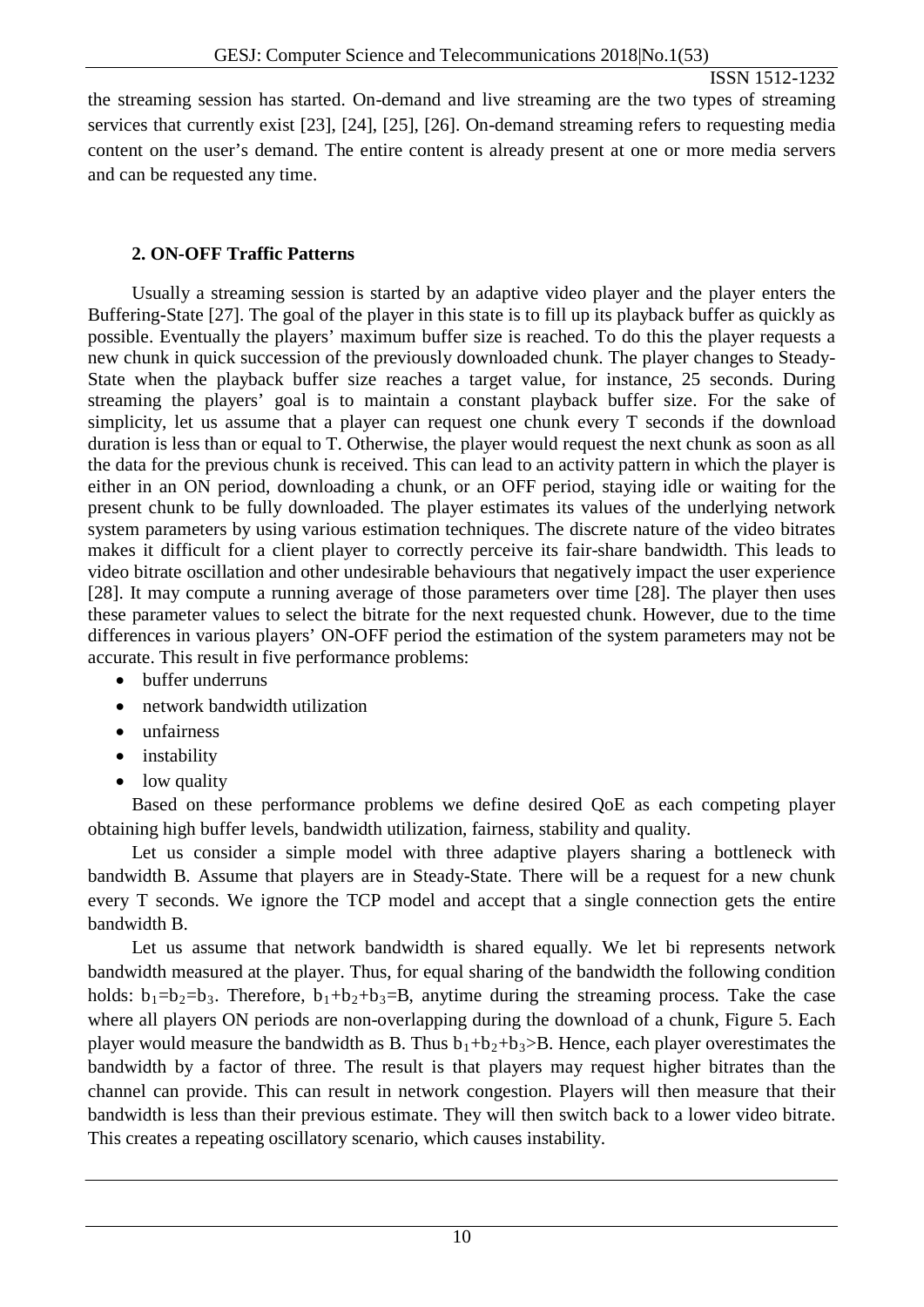the streaming session has started. On-demand and live streaming are the two types of streaming services that currently exist [23], [24], [25], [26]. On-demand streaming refers to requesting media content on the user's demand. The entire content is already present at one or more media servers and can be requested any time.

## 2. ON-OFF Traffic Patterns

Usually a streaming session is started by an adaptive video player and the player enters the Buffering-State [27]. The goal of the player in this state is to fill up its playback buffer as quickly as possible. Eventually the players' maximum buffer size is reached. To do this the player requests a new chunk in quick succession of the previously downloaded chunk. The player changes to Steady-State when the playback buffer size reaches a target value, for instance, 25 seconds. During streaming the players' goal is to maintain a constant playback buffer size. For the sake of simplicity, let us assume that a player can request one chunk every T seconds if the download duration is less than or equal to T. Otherwise, the player would request the next chunk as soon as all the data for the previous chunk is received. This can lead to an activity pattern in which the player is either in an ON period, downloading a chunk, or an OFF period, staying idle or waiting for the present chunk to be fully downloaded. The player estimates its values of the underlying network system parameters by using various estimation techniques. The discrete nature of the video bitrates makes it difficult for a client player to correctly perceive its fair-share bandwidth. This leads to video bitrate oscillation and other undesirable behaviours that negatively impact the user experience [28]. It may compute a running average of those parameters over time [28]. The player then uses these parameter values to select the bitrate for the next requested chunk. However, due to the time differences in various players' ON-OFF period the estimation of the system parameters may not be accurate. This result in five performance problems:

- buffer underruns
- network bandwidth utilization
- unfairness
- instability
- low quality

Based on these performance problems we define desired QoE as each competing player obtaining high buffer levels, bandwidth utilization, fairness, stability and quality.

Let us consider a simple model with three adaptive players sharing a bottleneck with bandwidth B. Assume that players are in Steady-State. There will be a request for a new chunk every T seconds. We ignore the TCP model and accept that a single connection gets the entire bandwidth B.

Let us assume that network bandwidth is shared equally. We let bi represents network bandwidth measured at the player. Thus, for equal sharing of the bandwidth the following condition holds: $b_1=b_2=b_3$. Therefore, $b_1+b_2+b_3=B$, anytime during the streaming process. Take the case where all players ON periods are non-overlapping during the download of a chunk, Figure 5. Each player would measure the bandwidth as B. Thus $b_1+b_2+b_3>B$. Hence, each player overestimates the bandwidth by a factor of three. The result is that players may request higher bitrates than the channel can provide. This can result in network congestion. Players will then measure that their bandwidth is less than their previous estimate. They will then switch back to a lower video bitrate. This creates a repeating oscillatory scenario, which causes instability.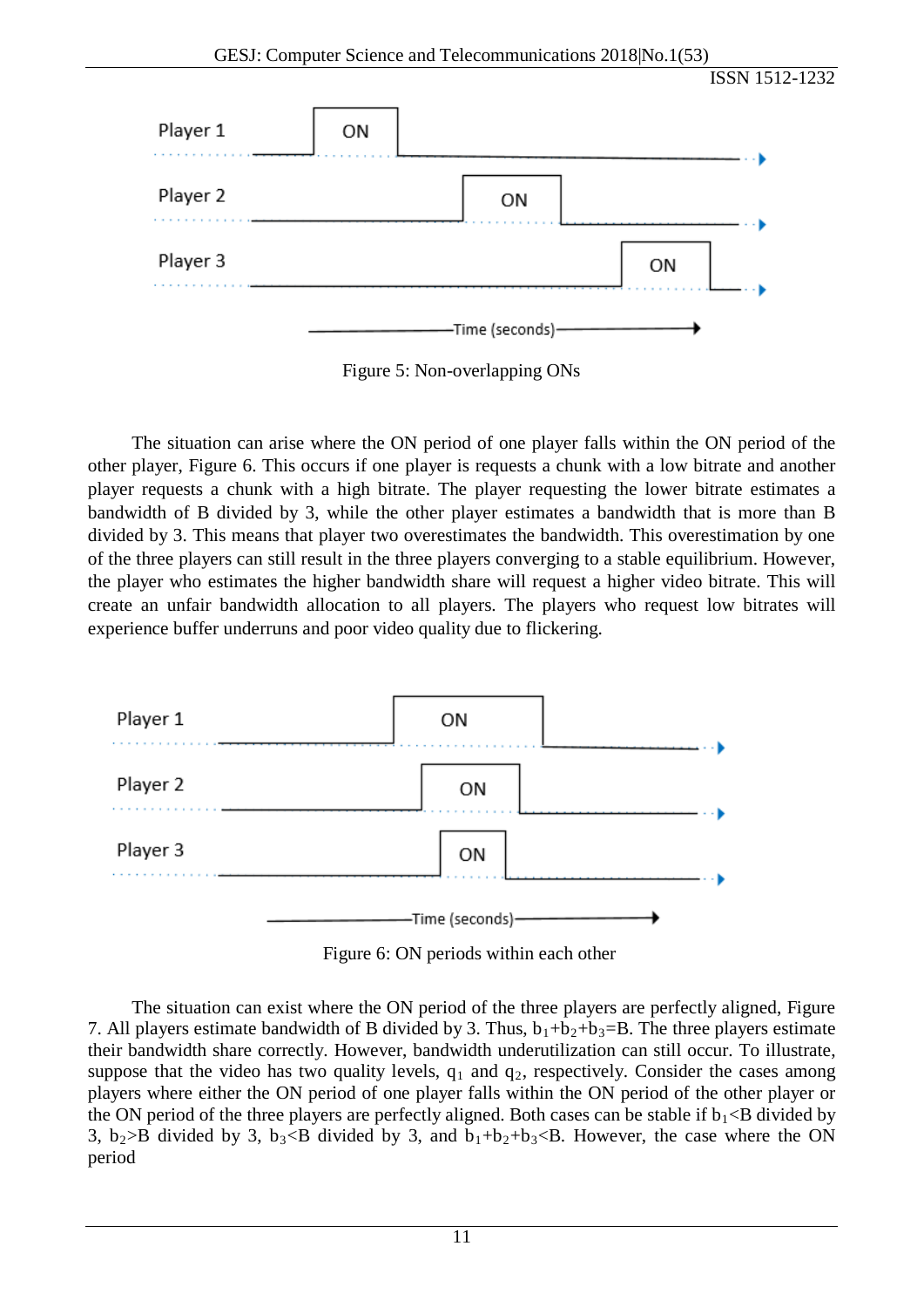Figure 5: Non-overlapping ONs

The situation can arise where the ON period of one player falls within the ON period of the other player, Figure 6. This occurs if one player is requests a chunk with a low bitrate and another player requests a chunk with a high bitrate. The player requesting the lower bitrate estimates a bandwidth of B divided by 3, while the other player estimates a bandwidth that is more than B divided by 3. This means that player two overestimates the bandwidth. This overestimation by one of the three players can still result in the three players converging to a stable equilibrium. However, the player who estimates the higher bandwidth share will request a higher video bitrate. This will create an unfair bandwidth allocation to all players. The players who request low bitrates will experience buffer underruns and poor video quality due to flickering.

Figure 6: ON periods within each other

The situation can exist where the ON period of the three players are perfectly aligned, Figure 7. All players estimate bandwidth of B divided by 3. Thus, $b_1+b_2+b_3=B$. The three players estimate their bandwidth share correctly. However, bandwidth underutilization can still occur. To illustrate, suppose that the video has two quality levels, $q_1$ and $q_2$, respectively. Consider the cases among players where either the ON period of one player falls within the ON period of the other player or the ON period of the three players are perfectly aligned. Both cases can be stable if $b_1$<B divided by 3, $b_2$>B divided by 3, $b_3$<B divided by 3, and $b_1+b_2+b_3<B$. However, the case where the ON period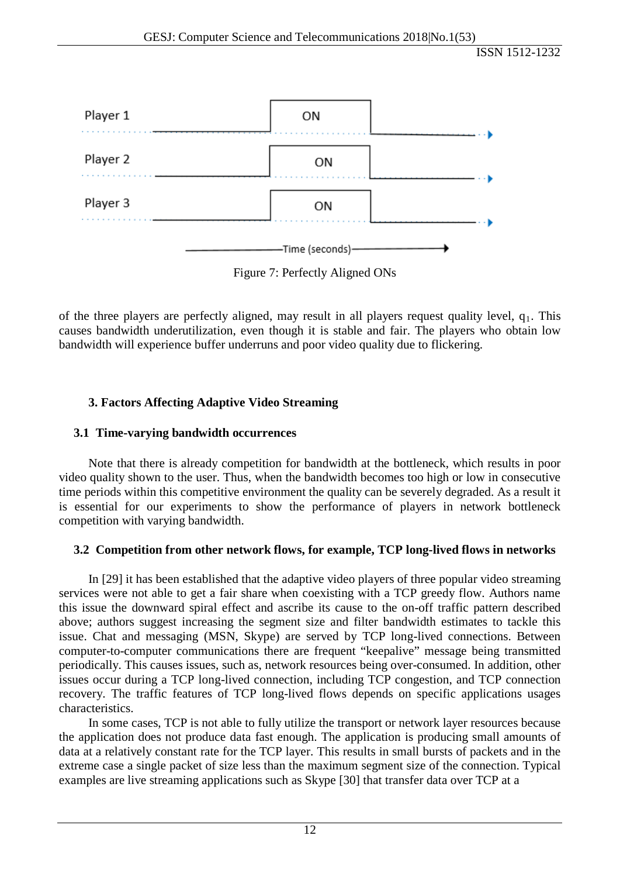Figure 7: Perfectly Aligned ONs

of the three players are perfectly aligned, may result in all players request quality level, $q_1$. This causes bandwidth underutilization, even though it is stable and fair. The players who obtain low bandwidth will experience buffer underruns and poor video quality due to flickering.

## 3. Factors Affecting Adaptive Video Streaming

### 3.1 Time-varying bandwidth occurrences

Note that there is already competition for bandwidth at the bottleneck, which results in poor video quality shown to the user. Thus, when the bandwidth becomes too high or low in consecutive time periods within this competitive environment the quality can be severely degraded. As a result it is essential for our experiments to show the performance of players in network bottleneck competition with varying bandwidth.

### 3.2 Competition from other network flows, for example, TCP long-lived flows in networks

In [29] it has been established that the adaptive video players of three popular video streaming services were not able to get a fair share when coexisting with a TCP greedy flow. Authors name this issue the downward spiral effect and ascribe its cause to the on-off traffic pattern described above; authors suggest increasing the segment size and filter bandwidth estimates to tackle this issue. Chat and messaging (MSN, Skype) are served by TCP long-lived connections. Between computer-to-computer communications there are frequent "keepalive" message being transmitted periodically. This causes issues, such as, network resources being over-consumed. In addition, other issues occur during a TCP long-lived connection, including TCP congestion, and TCP connection recovery. The traffic features of TCP long-lived flows depends on specific applications usages characteristics.

In some cases, TCP is not able to fully utilize the transport or network layer resources because the application does not produce data fast enough. The application is producing small amounts of data at a relatively constant rate for the TCP layer. This results in small bursts of packets and in the extreme case a single packet of size less than the maximum segment size of the connection. Typical examples are live streaming applications such as Skype [30] that transfer data over TCP at a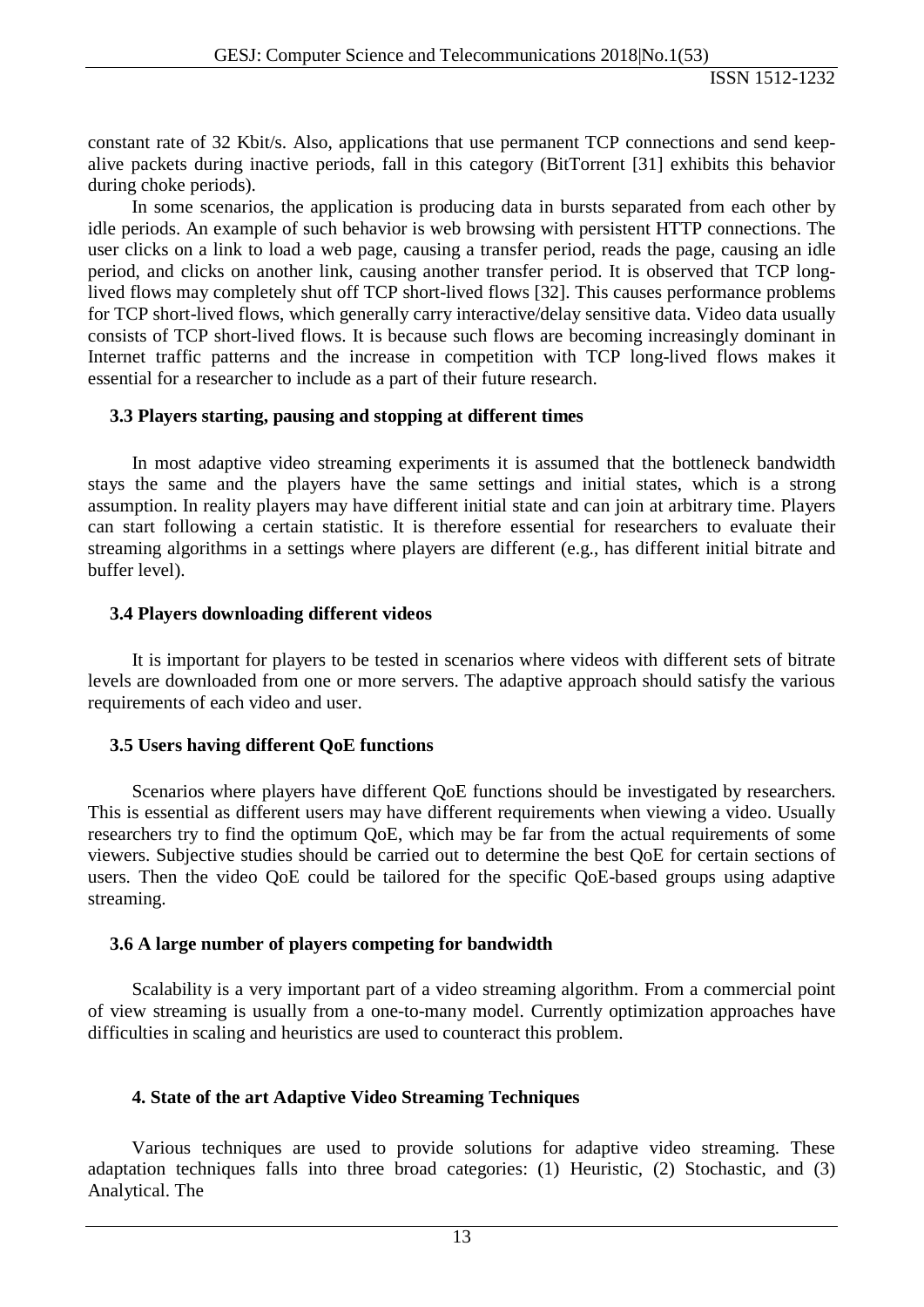constant rate of 32 Kbit/s. Also, applications that use permanent TCP connections and send keep-alive packets during inactive periods, fall in this category (BitTorrent [31] exhibits this behavior during choke periods).

In some scenarios, the application is producing data in bursts separated from each other by idle periods. An example of such behavior is web browsing with persistent HTTP connections. The user clicks on a link to load a web page, causing a transfer period, reads the page, causing an idle period, and clicks on another link, causing another transfer period. It is observed that TCP long-lived flows may completely shut off TCP short-lived flows [32]. This causes performance problems for TCP short-lived flows, which generally carry interactive/delay sensitive data. Video data usually consists of TCP short-lived flows. It is because such flows are becoming increasingly dominant in Internet traffic patterns and the increase in competition with TCP long-lived flows makes it essential for a researcher to include as a part of their future research.

### 3.3 Players starting, pausing and stopping at different times

In most adaptive video streaming experiments it is assumed that the bottleneck bandwidth stays the same and the players have the same settings and initial states, which is a strong assumption. In reality players may have different initial state and can join at arbitrary time. Players can start following a certain statistic. It is therefore essential for researchers to evaluate their streaming algorithms in a settings where players are different (e.g., has different initial bitrate and buffer level).

### 3.4 Players downloading different videos

It is important for players to be tested in scenarios where videos with different sets of bitrate levels are downloaded from one or more servers. The adaptive approach should satisfy the various requirements of each video and user.

### 3.5 Users having different QoE functions

Scenarios where players have different QoE functions should be investigated by researchers. This is essential as different users may have different requirements when viewing a video. Usually researchers try to find the optimum QoE, which may be far from the actual requirements of some viewers. Subjective studies should be carried out to determine the best QoE for certain sections of users. Then the video QoE could be tailored for the specific QoE-based groups using adaptive streaming.

### 3.6 A large number of players competing for bandwidth

Scalability is a very important part of a video streaming algorithm. From a commercial point of view streaming is usually from a one-to-many model. Currently optimization approaches have difficulties in scaling and heuristics are used to counteract this problem.

## 4. State of the art Adaptive Video Streaming Techniques

Various techniques are used to provide solutions for adaptive video streaming. These adaptation techniques falls into three broad categories: (1) Heuristic, (2) Stochastic, and (3) Analytical. The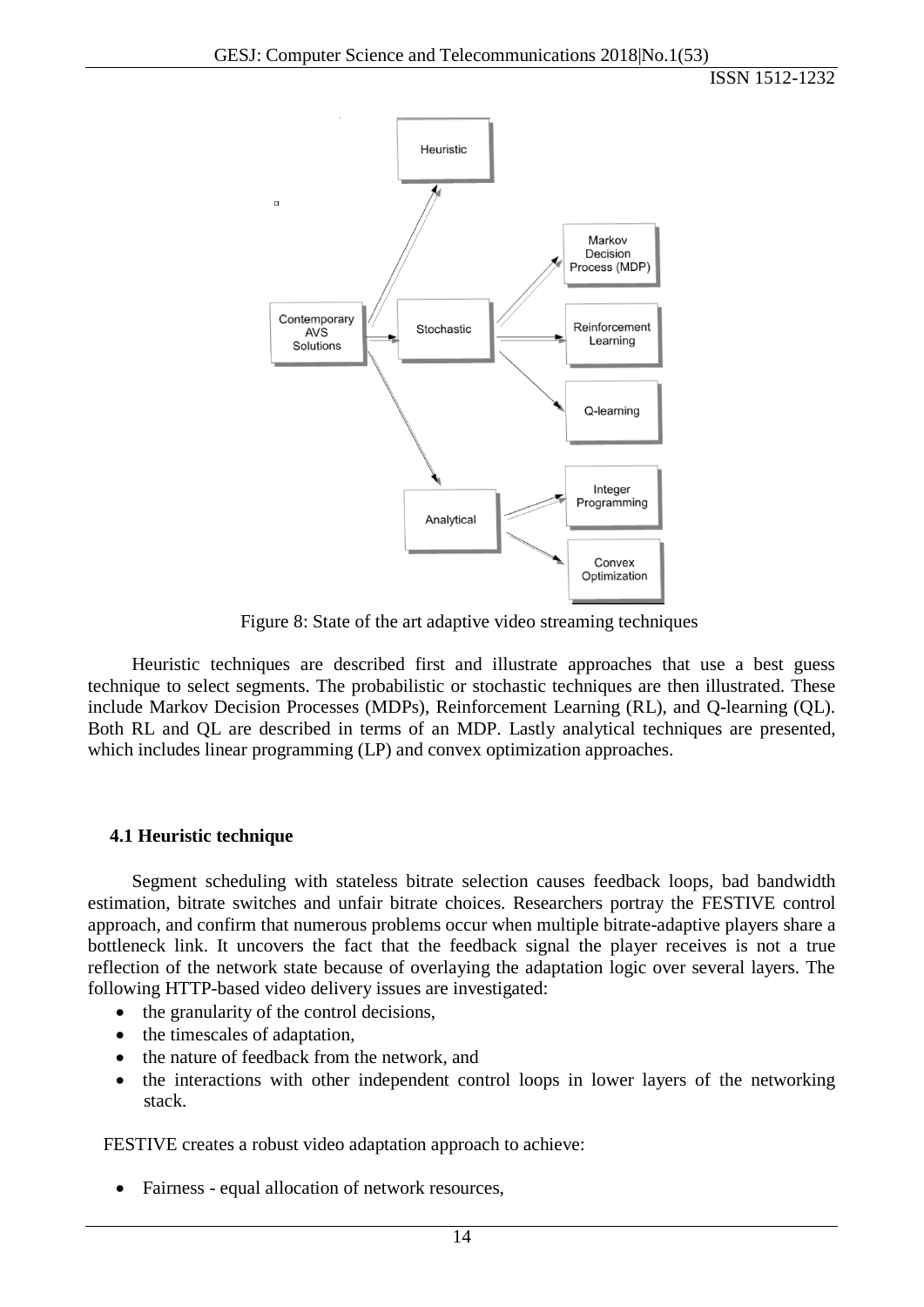Figure 8: State of the art adaptive video streaming techniques

Heuristic techniques are described first and illustrate approaches that use a best guess technique to select segments. The probabilistic or stochastic techniques are then illustrated. These include Markov Decision Processes (MDPs), Reinforcement Learning (RL), and Q-learning (QL). Both RL and QL are described in terms of an MDP. Lastly analytical techniques are presented, which includes linear programming (LP) and convex optimization approaches.

### 4.1 Heuristic technique

Segment scheduling with stateless bitrate selection causes feedback loops, bad bandwidth estimation, bitrate switches and unfair bitrate choices. Researchers portray the FESTIVE control approach, and confirm that numerous problems occur when multiple bitrate-adaptive players share a bottleneck link. It uncovers the fact that the feedback signal the player receives is not a true reflection of the network state because of overlaying the adaptation logic over several layers. The following HTTP-based video delivery issues are investigated:

- the granularity of the control decisions,
- the timescales of adaptation,
- the nature of feedback from the network, and
- the interactions with other independent control loops in lower layers of the networking stack.

FESTIVE creates a robust video adaptation approach to achieve:

- Fairness - equal allocation of network resources,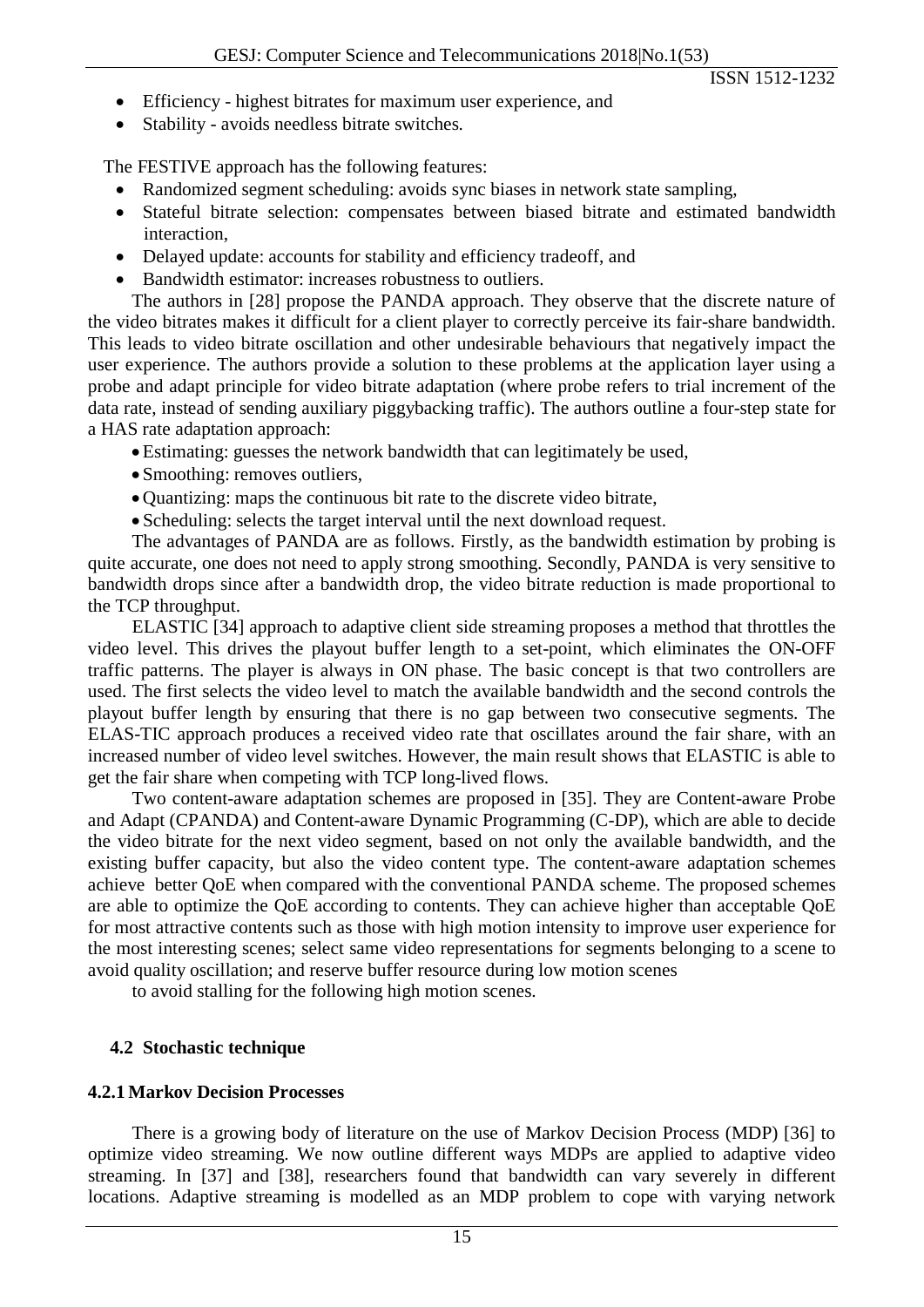- Efficiency - highest bitrates for maximum user experience, and
- Stability - avoids needless bitrate switches.

The FESTIVE approach has the following features:

- Randomized segment scheduling: avoids sync biases in network state sampling,
- Stateful bitrate selection: compensates between biased bitrate and estimated bandwidth interaction,
- Delayed update: accounts for stability and efficiency tradeoff, and
- Bandwidth estimator: increases robustness to outliers.

The authors in [28] propose the PANDA approach. They observe that the discrete nature of the video bitrates makes it difficult for a client player to correctly perceive its fair-share bandwidth. This leads to video bitrate oscillation and other undesirable behaviours that negatively impact the user experience. The authors provide a solution to these problems at the application layer using a probe and adapt principle for video bitrate adaptation (where probe refers to trial increment of the data rate, instead of sending auxiliary piggybacking traffic). The authors outline a four-step state for a HAS rate adaptation approach:

- Estimating: guesses the network bandwidth that can legitimately be used,
- Smoothing: removes outliers,
- Quantizing: maps the continuous bit rate to the discrete video bitrate,
- Scheduling: selects the target interval until the next download request.

The advantages of PANDA are as follows. Firstly, as the bandwidth estimation by probing is quite accurate, one does not need to apply strong smoothing. Secondly, PANDA is very sensitive to bandwidth drops since after a bandwidth drop, the video bitrate reduction is made proportional to the TCP throughput.

ELASTIC [34] approach to adaptive client side streaming proposes a method that throttles the video level. This drives the playout buffer length to a set-point, which eliminates the ON-OFF traffic patterns. The player is always in ON phase. The basic concept is that two controllers are used. The first selects the video level to match the available bandwidth and the second controls the playout buffer length by ensuring that there is no gap between two consecutive segments. The ELAS-TIC approach produces a received video rate that oscillates around the fair share, with an increased number of video level switches. However, the main result shows that ELASTIC is able to get the fair share when competing with TCP long-lived flows.

Two content-aware adaptation schemes are proposed in [35]. They are Content-aware Probe and Adapt (CPANDA) and Content-aware Dynamic Programming (C-DP), which are able to decide the video bitrate for the next video segment, based on not only the available bandwidth, and the existing buffer capacity, but also the video content type. The content-aware adaptation schemes achieve better QoE when compared with the conventional PANDA scheme. The proposed schemes are able to optimize the QoE according to contents. They can achieve higher than acceptable QoE for most attractive contents such as those with high motion intensity to improve user experience for the most interesting scenes; select same video representations for segments belonging to a scene to avoid quality oscillation; and reserve buffer resource during low motion scenes to avoid stalling for the following high motion scenes.

### 4.2 Stochastic technique

#### 4.2.1 Markov Decision Processes

There is a growing body of literature on the use of Markov Decision Process (MDP) [36] to optimize video streaming. We now outline different ways MDPs are applied to adaptive video streaming. In [37] and [38], researchers found that bandwidth can vary severely in different locations. Adaptive streaming is modelled as an MDP problem to cope with varying network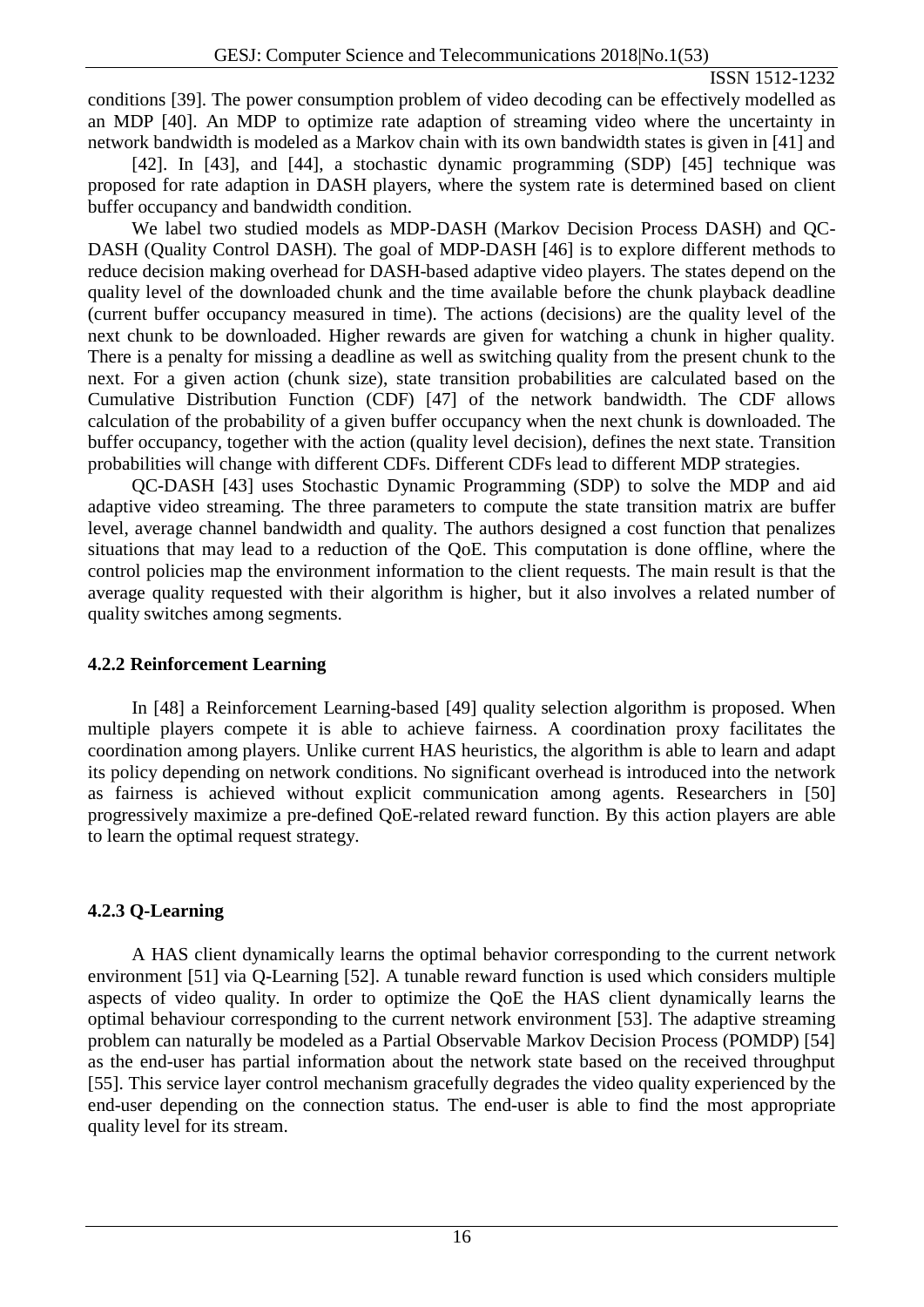conditions [39]. The power consumption problem of video decoding can be effectively modelled as an MDP [40]. An MDP to optimize rate adaption of streaming video where the uncertainty in network bandwidth is modeled as a Markov chain with its own bandwidth states is given in [41] and [42]. In [43], and [44], a stochastic dynamic programming (SDP) [45] technique was proposed for rate adaption in DASH players, where the system rate is determined based on client buffer occupancy and bandwidth condition.

We label two studied models as MDP-DASH (Markov Decision Process DASH) and QC-DASH (Quality Control DASH). The goal of MDP-DASH [46] is to explore different methods to reduce decision making overhead for DASH-based adaptive video players. The states depend on the quality level of the downloaded chunk and the time available before the chunk playback deadline (current buffer occupancy measured in time). The actions (decisions) are the quality level of the next chunk to be downloaded. Higher rewards are given for watching a chunk in higher quality. There is a penalty for missing a deadline as well as switching quality from the present chunk to the next. For a given action (chunk size), state transition probabilities are calculated based on the Cumulative Distribution Function (CDF) [47] of the network bandwidth. The CDF allows calculation of the probability of a given buffer occupancy when the next chunk is downloaded. The buffer occupancy, together with the action (quality level decision), defines the next state. Transition probabilities will change with different CDFs. Different CDFs lead to different MDP strategies.

QC-DASH [43] uses Stochastic Dynamic Programming (SDP) to solve the MDP and aid adaptive video streaming. The three parameters to compute the state transition matrix are buffer level, average channel bandwidth and quality. The authors designed a cost function that penalizes situations that may lead to a reduction of the QoE. This computation is done offline, where the control policies map the environment information to the client requests. The main result is that the average quality requested with their algorithm is higher, but it also involves a related number of quality switches among segments.

### 4.2.2 Reinforcement Learning

In [48] a Reinforcement Learning-based [49] quality selection algorithm is proposed. When multiple players compete it is able to achieve fairness. A coordination proxy facilitates the coordination among players. Unlike current HAS heuristics, the algorithm is able to learn and adapt its policy depending on network conditions. No significant overhead is introduced into the network as fairness is achieved without explicit communication among agents. Researchers in [50] progressively maximize a pre-defined QoE-related reward function. By this action players are able to learn the optimal request strategy.

### 4.2.3 Q-Learning

A HAS client dynamically learns the optimal behavior corresponding to the current network environment [51] via Q-Learning [52]. A tunable reward function is used which considers multiple aspects of video quality. In order to optimize the QoE the HAS client dynamically learns the optimal behaviour corresponding to the current network environment [53]. The adaptive streaming problem can naturally be modeled as a Partial Observable Markov Decision Process (POMDP) [54] as the end-user has partial information about the network state based on the received throughput [55]. This service layer control mechanism gracefully degrades the video quality experienced by the end-user depending on the connection status. The end-user is able to find the most appropriate quality level for its stream.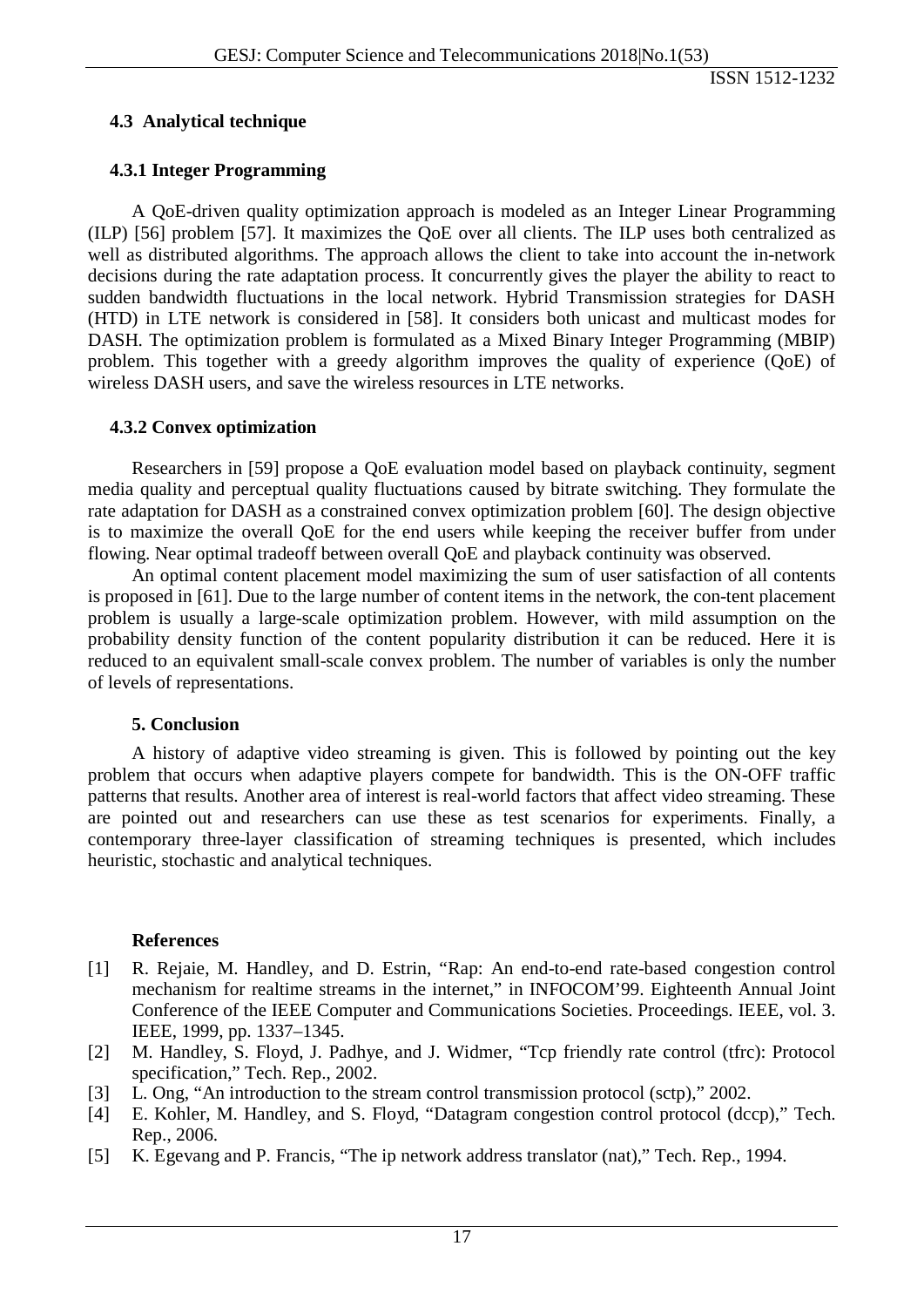### 4.3 Analytical technique

#### 4.3.1 Integer Programming

A QoE-driven quality optimization approach is modeled as an Integer Linear Programming (ILP) [56] problem [57]. It maximizes the QoE over all clients. The ILP uses both centralized as well as distributed algorithms. The approach allows the client to take into account the in-network decisions during the rate adaptation process. It concurrently gives the player the ability to react to sudden bandwidth fluctuations in the local network. Hybrid Transmission strategies for DASH (HTD) in LTE network is considered in [58]. It considers both unicast and multicast modes for DASH. The optimization problem is formulated as a Mixed Binary Integer Programming (MBIP) problem. This together with a greedy algorithm improves the quality of experience (QoE) of wireless DASH users, and save the wireless resources in LTE networks.

#### 4.3.2 Convex optimization

Researchers in [59] propose a QoE evaluation model based on playback continuity, segment media quality and perceptual quality fluctuations caused by bitrate switching. They formulate the rate adaptation for DASH as a constrained convex optimization problem [60]. The design objective is to maximize the overall QoE for the end users while keeping the receiver buffer from under flowing. Near optimal tradeoff between overall QoE and playback continuity was observed.

An optimal content placement model maximizing the sum of user satisfaction of all contents is proposed in [61]. Due to the large number of content items in the network, the con-tent placement problem is usually a large-scale optimization problem. However, with mild assumption on the probability density function of the content popularity distribution it can be reduced. Here it is reduced to an equivalent small-scale convex problem. The number of variables is only the number of levels of representations.

## 5. Conclusion

A history of adaptive video streaming is given. This is followed by pointing out the key problem that occurs when adaptive players compete for bandwidth. This is the ON-OFF traffic patterns that results. Another area of interest is real-world factors that affect video streaming. These are pointed out and researchers can use these as test scenarios for experiments. Finally, a contemporary three-layer classification of streaming techniques is presented, which includes heuristic, stochastic and analytical techniques.

## References

[1] R. Rejaie, M. Handley, and D. Estrin, "Rap: An end-to-end rate-based congestion control mechanism for realtime streams in the internet," in INFOCOM'99. Eighteenth Annual Joint Conference of the IEEE Computer and Communications Societies. Proceedings. IEEE, vol. 3. IEEE, 1999, pp. 1337–1345.

[2] M. Handley, S. Floyd, J. Padhye, and J. Widmer, "Tcp friendly rate control (tfrc): Protocol specification," Tech. Rep., 2002.

[3] L. Ong, "An introduction to the stream control transmission protocol (sctp)," 2002.

[4] E. Kohler, M. Handley, and S. Floyd, "Datagram congestion control protocol (dccp)," Tech. Rep., 2006.

[5] K. Egevang and P. Francis, "The ip network address translator (nat)," Tech. Rep., 1994.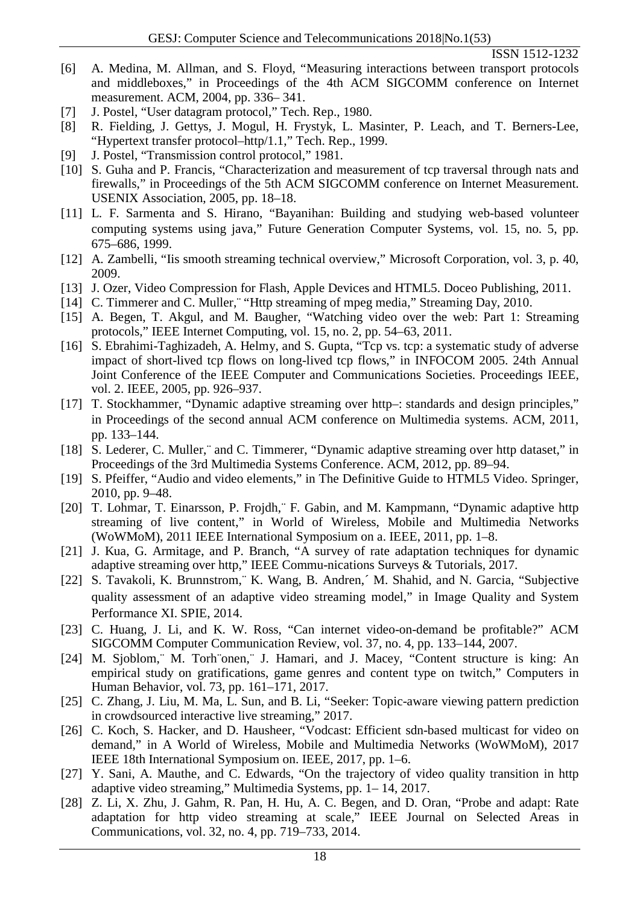[6] A. Medina, M. Allman, and S. Floyd, "Measuring interactions between transport protocols and middleboxes," in Proceedings of the 4th ACM SIGCOMM conference on Internet measurement. ACM, 2004, pp. 336– 341.

[7] J. Postel, "User datagram protocol," Tech. Rep., 1980.

[8] R. Fielding, J. Gettys, J. Mogul, H. Frystyk, L. Masinter, P. Leach, and T. Berners-Lee, "Hypertext transfer protocol–http/1.1," Tech. Rep., 1999.

[9] J. Postel, "Transmission control protocol," 1981.

[10] S. Guha and P. Francis, "Characterization and measurement of tcp traversal through nats and firewalls," in Proceedings of the 5th ACM SIGCOMM conference on Internet Measurement. USENIX Association, 2005, pp. 18–18.

[11] L. F. Sarmenta and S. Hirano, "Bayanihan: Building and studying web-based volunteer computing systems using java," Future Generation Computer Systems, vol. 15, no. 5, pp. 675–686, 1999.

[12] A. Zambelli, "Iis smooth streaming technical overview," Microsoft Corporation, vol. 3, p. 40, 2009.

[13] J. Ozer, Video Compression for Flash, Apple Devices and HTML5. Doceo Publishing, 2011.

[14] C. Timmerer and C. Muller,¨ "Http streaming of mpeg media," Streaming Day, 2010.

[15] A. Begen, T. Akgul, and M. Baugher, "Watching video over the web: Part 1: Streaming protocols," IEEE Internet Computing, vol. 15, no. 2, pp. 54–63, 2011.

[16] S. Ebrahimi-Taghizadeh, A. Helmy, and S. Gupta, "Tcp vs. tcp: a systematic study of adverse impact of short-lived tcp flows on long-lived tcp flows," in INFOCOM 2005. 24th Annual Joint Conference of the IEEE Computer and Communications Societies. Proceedings IEEE, vol. 2. IEEE, 2005, pp. 926–937.

[17] T. Stockhammer, "Dynamic adaptive streaming over http–: standards and design principles," in Proceedings of the second annual ACM conference on Multimedia systems. ACM, 2011, pp. 133–144.

[18] S. Lederer, C. Muller,¨ and C. Timmerer, "Dynamic adaptive streaming over http dataset," in Proceedings of the 3rd Multimedia Systems Conference. ACM, 2012, pp. 89–94.

[19] S. Pfeiffer, "Audio and video elements," in The Definitive Guide to HTML5 Video. Springer, 2010, pp. 9–48.

[20] T. Lohmar, T. Einarsson, P. Frojdh,¨ F. Gabin, and M. Kampmann, "Dynamic adaptive http streaming of live content," in World of Wireless, Mobile and Multimedia Networks (WoWMoM), 2011 IEEE International Symposium on a. IEEE, 2011, pp. 1–8.

[21] J. Kua, G. Armitage, and P. Branch, "A survey of rate adaptation techniques for dynamic adaptive streaming over http," IEEE Commu-nications Surveys & Tutorials, 2017.

[22] S. Tavakoli, K. Brunnstrom,¨ K. Wang, B. Andren,´ M. Shahid, and N. Garcia, "Subjective quality assessment of an adaptive video streaming model," in Image Quality and System Performance XI. SPIE, 2014.

[23] C. Huang, J. Li, and K. W. Ross, "Can internet video-on-demand be profitable?" ACM SIGCOMM Computer Communication Review, vol. 37, no. 4, pp. 133–144, 2007.

[24] M. Sjoblom,¨ M. Torh¨onen,¨ J. Hamari, and J. Macey, "Content structure is king: An empirical study on gratifications, game genres and content type on twitch," Computers in Human Behavior, vol. 73, pp. 161–171, 2017.

[25] C. Zhang, J. Liu, M. Ma, L. Sun, and B. Li, "Seeker: Topic-aware viewing pattern prediction in crowdsourced interactive live streaming," 2017.

[26] C. Koch, S. Hacker, and D. Hausheer, "Vodcast: Efficient sdn-based multicast for video on demand," in A World of Wireless, Mobile and Multimedia Networks (WoWMoM), 2017 IEEE 18th International Symposium on. IEEE, 2017, pp. 1–6.

[27] Y. Sani, A. Mauthe, and C. Edwards, "On the trajectory of video quality transition in http adaptive video streaming," Multimedia Systems, pp. 1– 14, 2017.

[28] Z. Li, X. Zhu, J. Gahm, R. Pan, H. Hu, A. C. Begen, and D. Oran, "Probe and adapt: Rate adaptation for http video streaming at scale," IEEE Journal on Selected Areas in Communications, vol. 32, no. 4, pp. 719–733, 2014.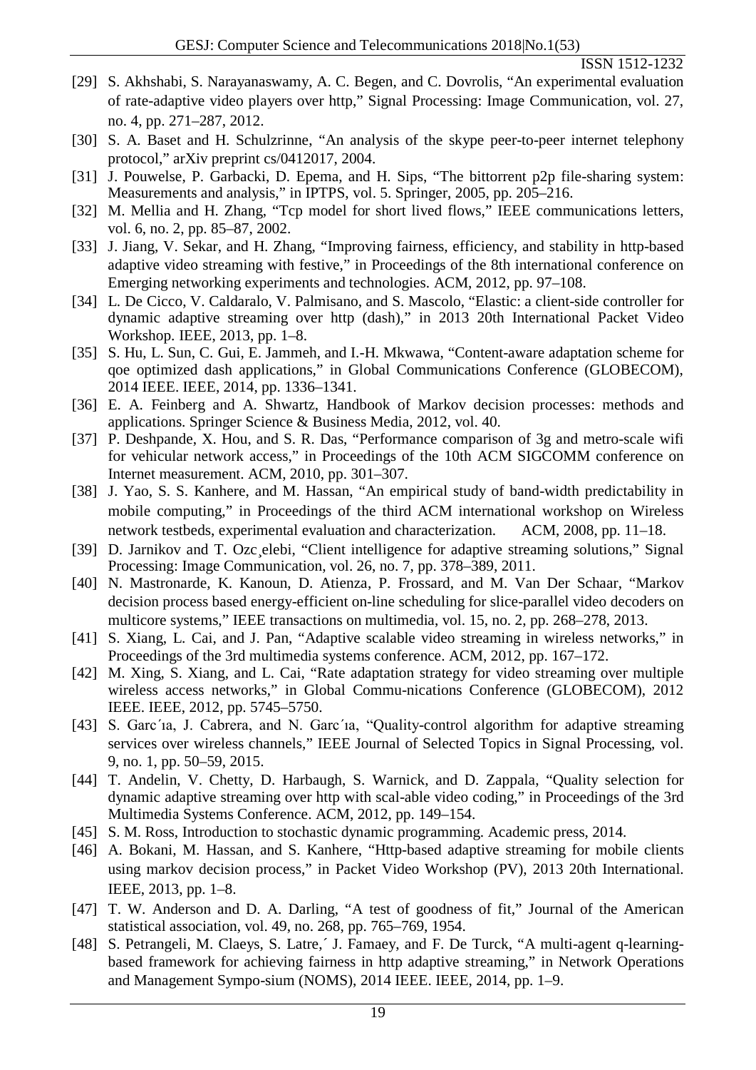[29] S. Akhshabi, S. Narayanaswamy, A. C. Begen, and C. Dovrolis, “An experimental evaluation of rate-adaptive video players over http,” Signal Processing: Image Communication, vol. 27, no. 4, pp. 271–287, 2012.

[30] S. A. Baset and H. Schulzrinne, “An analysis of the skype peer-to-peer internet telephony protocol,” arXiv preprint cs/0412017, 2004.

[31] J. Pouwelse, P. Garbacki, D. Epema, and H. Sips, “The bittorrent p2p file-sharing system: Measurements and analysis,” in IPTPS, vol. 5. Springer, 2005, pp. 205–216.

[32] M. Mellia and H. Zhang, “Tcp model for short lived flows,” IEEE communications letters, vol. 6, no. 2, pp. 85–87, 2002.

[33] J. Jiang, V. Sekar, and H. Zhang, “Improving fairness, efficiency, and stability in http-based adaptive video streaming with festive,” in Proceedings of the 8th international conference on Emerging networking experiments and technologies. ACM, 2012, pp. 97–108.

[34] L. De Cicco, V. Caldaralo, V. Palmisano, and S. Mascolo, “Elastic: a client-side controller for dynamic adaptive streaming over http (dash),” in 2013 20th International Packet Video Workshop. IEEE, 2013, pp. 1–8.

[35] S. Hu, L. Sun, C. Gui, E. Jammeh, and I.-H. Mkwawa, “Content-aware adaptation scheme for qoe optimized dash applications,” in Global Communications Conference (GLOBECOM), 2014 IEEE. IEEE, 2014, pp. 1336–1341.

[36] E. A. Feinberg and A. Shwartz, Handbook of Markov decision processes: methods and applications. Springer Science & Business Media, 2012, vol. 40.

[37] P. Deshpande, X. Hou, and S. R. Das, “Performance comparison of 3g and metro-scale wifi for vehicular network access,” in Proceedings of the 10th ACM SIGCOMM conference on Internet measurement. ACM, 2010, pp. 301–307.

[38] J. Yao, S. S. Kanhere, and M. Hassan, “An empirical study of band-width predictability in mobile computing,” in Proceedings of the third ACM international workshop on Wireless network testbeds, experimental evaluation and characterization. ACM, 2008, pp. 11–18.

[39] D. Jarnikov and T. Ozc¸elebi, “Client intelligence for adaptive streaming solutions,” Signal Processing: Image Communication, vol. 26, no. 7, pp. 378–389, 2011.

[40] N. Mastronarde, K. Kanoun, D. Atienza, P. Frossard, and M. Van Der Schaar, “Markov decision process based energy-efficient on-line scheduling for slice-parallel video decoders on multicore systems,” IEEE transactions on multimedia, vol. 15, no. 2, pp. 268–278, 2013.

[41] S. Xiang, L. Cai, and J. Pan, “Adaptive scalable video streaming in wireless networks,” in Proceedings of the 3rd multimedia systems conference. ACM, 2012, pp. 167–172.

[42] M. Xing, S. Xiang, and L. Cai, “Rate adaptation strategy for video streaming over multiple wireless access networks,” in Global Commu-nications Conference (GLOBECOM), 2012 IEEE. IEEE, 2012, pp. 5745–5750.

[43] S. Garc´ıa, J. Cabrera, and N. Garc´ıa, “Quality-control algorithm for adaptive streaming services over wireless channels,” IEEE Journal of Selected Topics in Signal Processing, vol. 9, no. 1, pp. 50–59, 2015.

[44] T. Andelin, V. Chetty, D. Harbaugh, S. Warnick, and D. Zappala, “Quality selection for dynamic adaptive streaming over http with scal-able video coding,” in Proceedings of the 3rd Multimedia Systems Conference. ACM, 2012, pp. 149–154.

[45] S. M. Ross, Introduction to stochastic dynamic programming. Academic press, 2014.

[46] A. Bokani, M. Hassan, and S. Kanhere, “Http-based adaptive streaming for mobile clients using markov decision process,” in Packet Video Workshop (PV), 2013 20th International. IEEE, 2013, pp. 1–8.

[47] T. W. Anderson and D. A. Darling, “A test of goodness of fit,” Journal of the American statistical association, vol. 49, no. 268, pp. 765–769, 1954.

[48] S. Petrangeli, M. Claeys, S. Latre,´ J. Famaey, and F. De Turck, “A multi-agent q-learning-based framework for achieving fairness in http adaptive streaming,” in Network Operations and Management Sympo-sium (NOMS), 2014 IEEE. IEEE, 2014, pp. 1–9.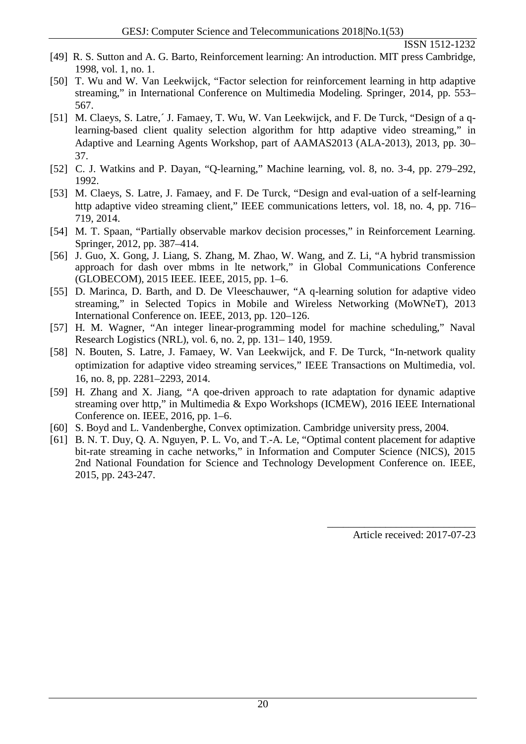[49] R. S. Sutton and A. G. Barto, Reinforcement learning: An introduction. MIT press Cambridge, 1998, vol. 1, no. 1.

[50] T. Wu and W. Van Leekwijck, "Factor selection for reinforcement learning in http adaptive streaming," in International Conference on Multimedia Modeling. Springer, 2014, pp. 553–567.

[51] M. Claeys, S. Latre,´ J. Famaey, T. Wu, W. Van Leekwijck, and F. De Turck, "Design of a q-learning-based client quality selection algorithm for http adaptive video streaming," in Adaptive and Learning Agents Workshop, part of AAMAS2013 (ALA-2013), 2013, pp. 30–37.

[52] C. J. Watkins and P. Dayan, "Q-learning," Machine learning, vol. 8, no. 3-4, pp. 279–292, 1992.

[53] M. Claeys, S. Latre, J. Famaey, and F. De Turck, "Design and eval-uation of a self-learning http adaptive video streaming client," IEEE communications letters, vol. 18, no. 4, pp. 716–719, 2014.

[54] M. T. Spaan, "Partially observable markov decision processes," in Reinforcement Learning. Springer, 2012, pp. 387–414.

[56] J. Guo, X. Gong, J. Liang, S. Zhang, M. Zhao, W. Wang, and Z. Li, "A hybrid transmission approach for dash over mbms in lte network," in Global Communications Conference (GLOBECOM), 2015 IEEE. IEEE, 2015, pp. 1–6.

[55] D. Marinca, D. Barth, and D. De Vleeschauwer, "A q-learning solution for adaptive video streaming," in Selected Topics in Mobile and Wireless Networking (MoWNeT), 2013 International Conference on. IEEE, 2013, pp. 120–126.

[57] H. M. Wagner, "An integer linear-programming model for machine scheduling," Naval Research Logistics (NRL), vol. 6, no. 2, pp. 131– 140, 1959.

[58] N. Bouten, S. Latre, J. Famaey, W. Van Leekwijck, and F. De Turck, "In-network quality optimization for adaptive video streaming services," IEEE Transactions on Multimedia, vol. 16, no. 8, pp. 2281–2293, 2014.

[59] H. Zhang and X. Jiang, "A qoe-driven approach to rate adaptation for dynamic adaptive streaming over http," in Multimedia & Expo Workshops (ICMEW), 2016 IEEE International Conference on. IEEE, 2016, pp. 1–6.

[60] S. Boyd and L. Vandenberghe, Convex optimization. Cambridge university press, 2004.

[61] B. N. T. Duy, Q. A. Nguyen, P. L. Vo, and T.-A. Le, "Optimal content placement for adaptive bit-rate streaming in cache networks," in Information and Computer Science (NICS), 2015 2nd National Foundation for Science and Technology Development Conference on. IEEE, 2015, pp. 243-247.

Article received: 2017-07-23